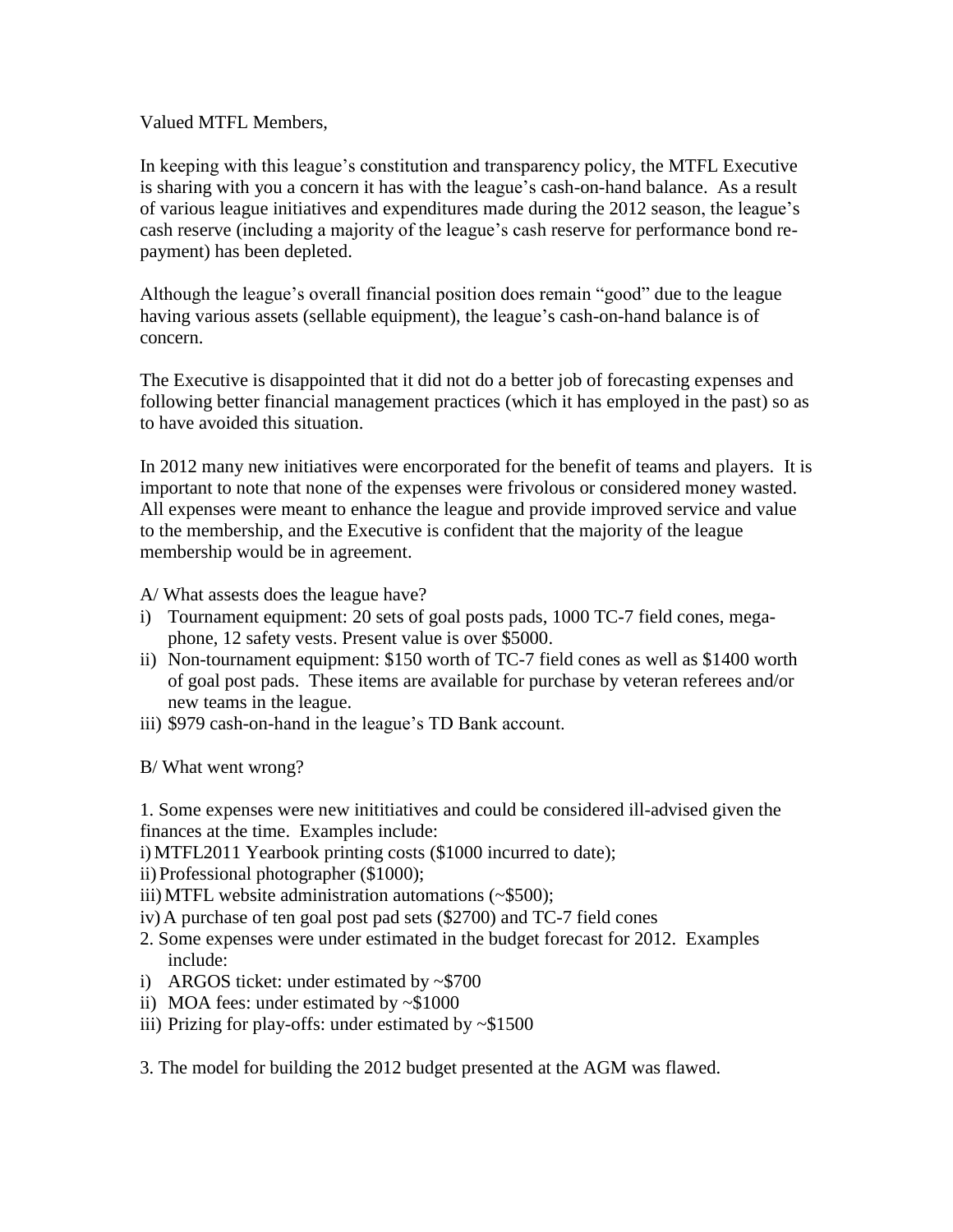Valued MTFL Members,

In keeping with this league's constitution and transparency policy, the MTFL Executive is sharing with you a concern it has with the league's cash-on-hand balance. As a result of various league initiatives and expenditures made during the 2012 season, the league's cash reserve (including a majority of the league's cash reserve for performance bond re-payment) has been depleted.

Although the league's overall financial position does remain "good" due to the league having various assets (sellable equipment), the league's cash-on-hand balance is of concern.

The Executive is disappointed that it did not do a better job of forecasting expenses and following better financial management practices (which it has employed in the past) so as to have avoided this situation.

In 2012 many new initiatives were encorporated for the benefit of teams and players. It is important to note that none of the expenses were frivolous or considered money wasted. All expenses were meant to enhance the league and provide improved service and value to the membership, and the Executive is confident that the majority of the league membership would be in agreement.

A/ What assests does the league have?

i) Tournament equipment: 20 sets of goal posts pads, 1000 TC-7 field cones, mega-phone, 12 safety vests. Present value is over $5000.
ii) Non-tournament equipment: $150 worth of TC-7 field cones as well as $1400 worth of goal post pads. These items are available for purchase by veteran referees and/or new teams in the league.
iii) $979 cash-on-hand in the league's TD Bank account.

B/ What went wrong?

1. Some expenses were new inititiatives and could be considered ill-advised given the finances at the time. Examples include:

i) MTFL2011 Yearbook printing costs ($1000 incurred to date);
ii) Professional photographer ($1000);
iii) MTFL website administration automations (~$500);
iv) A purchase of ten goal post pad sets ($2700) and TC-7 field cones

2. Some expenses were under estimated in the budget forecast for 2012. Examples include:

i) ARGOS ticket: under estimated by ~$700
ii) MOA fees: under estimated by ~$1000
iii) Prizing for play-offs: under estimated by ~$1500

3. The model for building the 2012 budget presented at the AGM was flawed.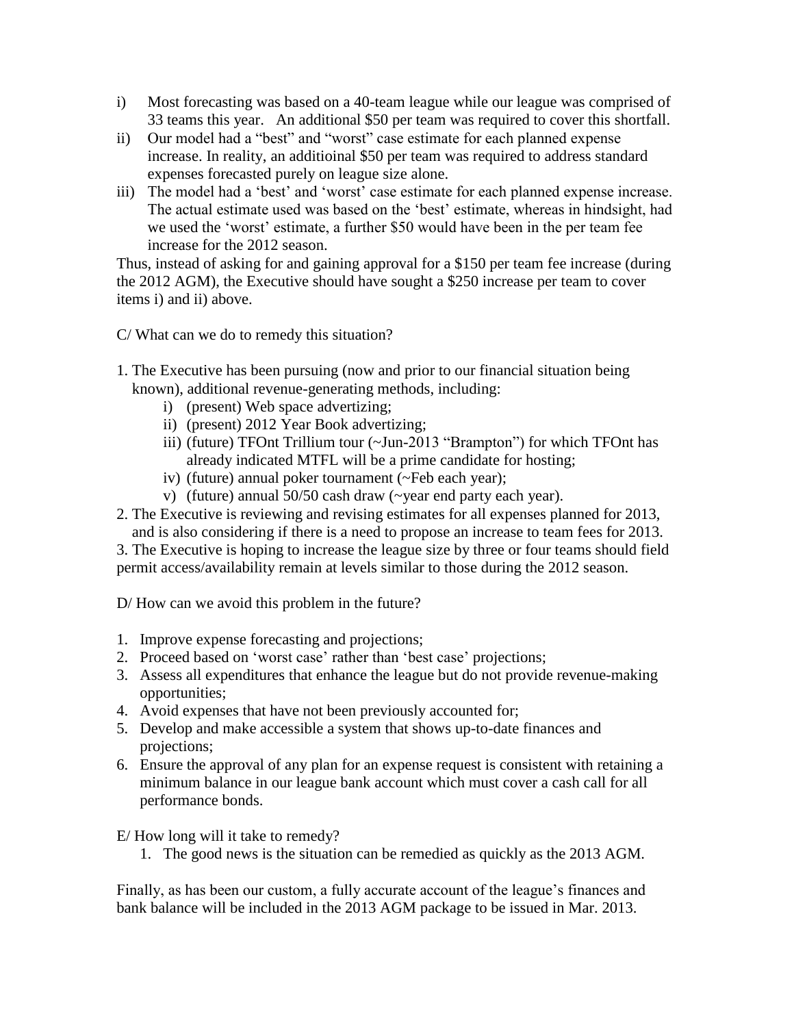i) Most forecasting was based on a 40-team league while our league was comprised of 33 teams this year. An additional $50 per team was required to cover this shortfall.

ii) Our model had a "best" and "worst" case estimate for each planned expense increase. In reality, an additioinal $50 per team was required to address standard expenses forecasted purely on league size alone.

iii) The model had a 'best' and 'worst' case estimate for each planned expense increase. The actual estimate used was based on the 'best' estimate, whereas in hindsight, had we used the 'worst' estimate, a further $50 would have been in the per team fee increase for the 2012 season.

Thus, instead of asking for and gaining approval for a $150 per team fee increase (during the 2012 AGM), the Executive should have sought a $250 increase per team to cover items i) and ii) above.

C/ What can we do to remedy this situation?

1. The Executive has been pursuing (now and prior to our financial situation being known), additional revenue-generating methods, including:
    i) (present) Web space advertizing;
    ii) (present) 2012 Year Book advertizing;
    iii) (future) TFOnt Trillium tour (~Jun-2013 "Brampton") for which TFOnt has already indicated MTFL will be a prime candidate for hosting;
    iv) (future) annual poker tournament (~Feb each year);
    v) (future) annual 50/50 cash draw (~year end party each year).
2. The Executive is reviewing and revising estimates for all expenses planned for 2013, and is also considering if there is a need to propose an increase to team fees for 2013.
3. The Executive is hoping to increase the league size by three or four teams should field permit access/availability remain at levels similar to those during the 2012 season.

D/ How can we avoid this problem in the future?

1. Improve expense forecasting and projections;
2. Proceed based on 'worst case' rather than 'best case' projections;
3. Assess all expenditures that enhance the league but do not provide revenue-making opportunities;
4. Avoid expenses that have not been previously accounted for;
5. Develop and make accessible a system that shows up-to-date finances and projections;
6. Ensure the approval of any plan for an expense request is consistent with retaining a minimum balance in our league bank account which must cover a cash call for all performance bonds.

E/ How long will it take to remedy?

1. The good news is the situation can be remedied as quickly as the 2013 AGM.

Finally, as has been our custom, a fully accurate account of the league's finances and bank balance will be included in the 2013 AGM package to be issued in Mar. 2013.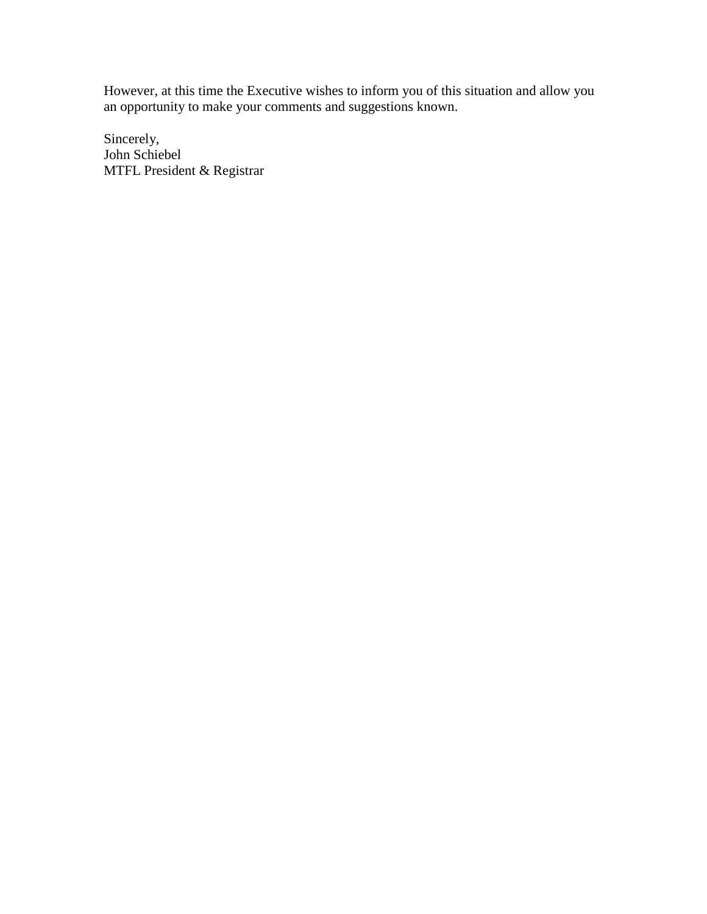However, at this time the Executive wishes to inform you of this situation and allow you an opportunity to make your comments and suggestions known.

Sincerely,
John Schiebel
MTFL President & Registrar